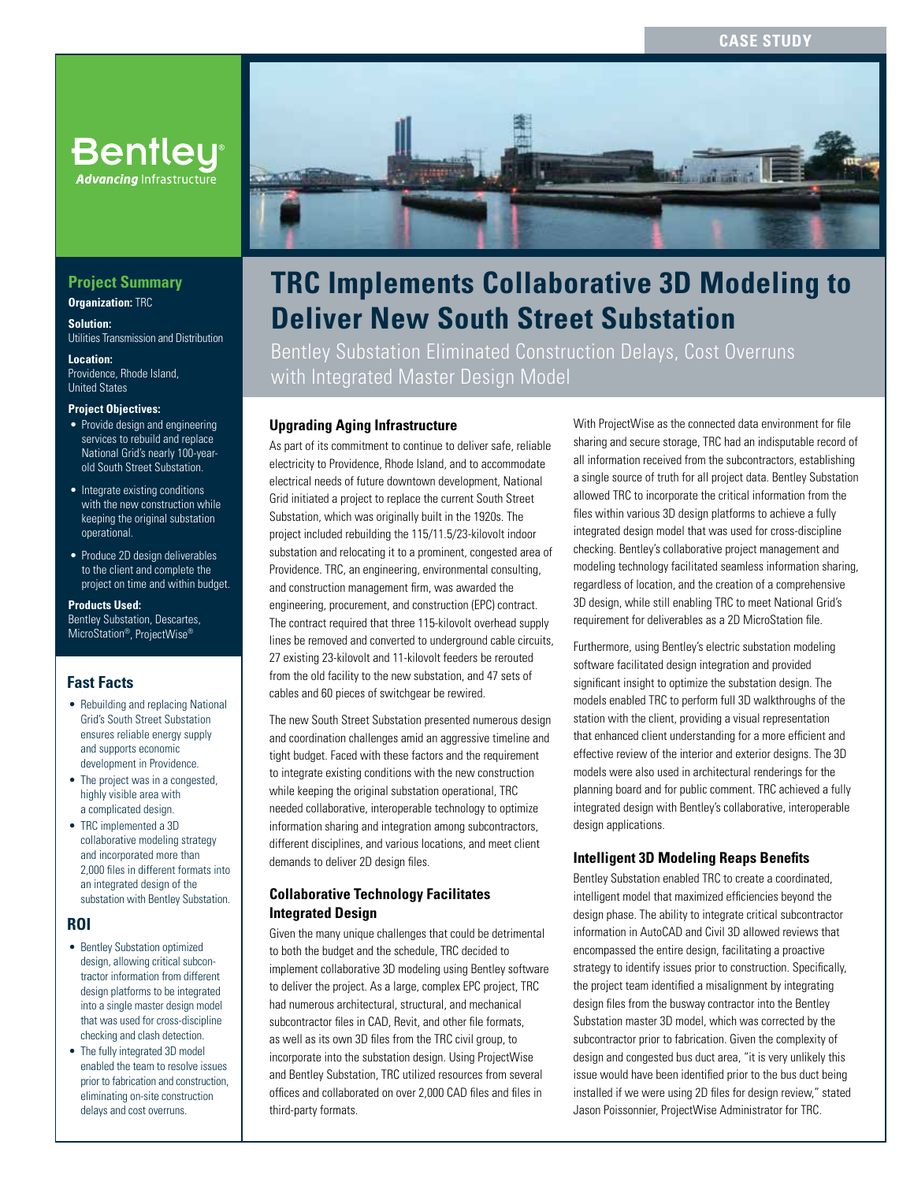CASE STUDY

# TRC Implements Collaborative 3D Modeling to Deliver New South Street Substation

Bentley Substation Eliminated Construction Delays, Cost Overruns with Integrated Master Design Model

## Project Summary

**Organization:** TRC

**Solution:**
Utilities Transmission and Distribution

**Location:**
Providence, Rhode Island, United States

**Project Objectives:**

- Provide design and engineering services to rebuild and replace National Grid's nearly 100-year-old South Street Substation.
- Integrate existing conditions with the new construction while keeping the original substation operational.
- Produce 2D design deliverables to the client and complete the project on time and within budget.

**Products Used:**
Bentley Substation, Descartes, MicroStation®, ProjectWise®

## Fast Facts

- Rebuilding and replacing National Grid's South Street Substation ensures reliable energy supply and supports economic development in Providence.
- The project was in a congested, highly visible area with a complicated design.
- TRC implemented a 3D collaborative modeling strategy and incorporated more than 2,000 files in different formats into an integrated design of the substation with Bentley Substation.

## ROI

- Bentley Substation optimized design, allowing critical subcontractor information from different design platforms to be integrated into a single master design model that was used for cross-discipline checking and clash detection.
- The fully integrated 3D model enabled the team to resolve issues prior to fabrication and construction, eliminating on-site construction delays and cost overruns.

### Upgrading Aging Infrastructure

As part of its commitment to continue to deliver safe, reliable electricity to Providence, Rhode Island, and to accommodate electrical needs of future downtown development, National Grid initiated a project to replace the current South Street Substation, which was originally built in the 1920s. The project included rebuilding the 115/11.5/23-kilovolt indoor substation and relocating it to a prominent, congested area of Providence. TRC, an engineering, environmental consulting, and construction management firm, was awarded the engineering, procurement, and construction (EPC) contract. The contract required that three 115-kilovolt overhead supply lines be removed and converted to underground cable circuits, 27 existing 23-kilovolt and 11-kilovolt feeders be rerouted from the old facility to the new substation, and 47 sets of cables and 60 pieces of switchgear be rewired.

The new South Street Substation presented numerous design and coordination challenges amid an aggressive timeline and tight budget. Faced with these factors and the requirement to integrate existing conditions with the new construction while keeping the original substation operational, TRC needed collaborative, interoperable technology to optimize information sharing and integration among subcontractors, different disciplines, and various locations, and meet client demands to deliver 2D design files.

### Collaborative Technology Facilitates Integrated Design

Given the many unique challenges that could be detrimental to both the budget and the schedule, TRC decided to implement collaborative 3D modeling using Bentley software to deliver the project. As a large, complex EPC project, TRC had numerous architectural, structural, and mechanical subcontractor files in CAD, Revit, and other file formats, as well as its own 3D files from the TRC civil group, to incorporate into the substation design. Using ProjectWise and Bentley Substation, TRC utilized resources from several offices and collaborated on over 2,000 CAD files and files in third-party formats.

With ProjectWise as the connected data environment for file sharing and secure storage, TRC had an indisputable record of all information received from the subcontractors, establishing a single source of truth for all project data. Bentley Substation allowed TRC to incorporate the critical information from the files within various 3D design platforms to achieve a fully integrated design model that was used for cross-discipline checking. Bentley's collaborative project management and modeling technology facilitated seamless information sharing, regardless of location, and the creation of a comprehensive 3D design, while still enabling TRC to meet National Grid's requirement for deliverables as a 2D MicroStation file.

Furthermore, using Bentley's electric substation modeling software facilitated design integration and provided significant insight to optimize the substation design. The models enabled TRC to perform full 3D walkthroughs of the station with the client, providing a visual representation that enhanced client understanding for a more efficient and effective review of the interior and exterior designs. The 3D models were also used in architectural renderings for the planning board and for public comment. TRC achieved a fully integrated design with Bentley's collaborative, interoperable design applications.

### Intelligent 3D Modeling Reaps Benefits

Bentley Substation enabled TRC to create a coordinated, intelligent model that maximized efficiencies beyond the design phase. The ability to integrate critical subcontractor information in AutoCAD and Civil 3D allowed reviews that encompassed the entire design, facilitating a proactive strategy to identify issues prior to construction. Specifically, the project team identified a misalignment by integrating design files from the busway contractor into the Bentley Substation master 3D model, which was corrected by the subcontractor prior to fabrication. Given the complexity of design and congested bus duct area, "it is very unlikely this issue would have been identified prior to the bus duct being installed if we were using 2D files for design review," stated Jason Poissonnier, ProjectWise Administrator for TRC.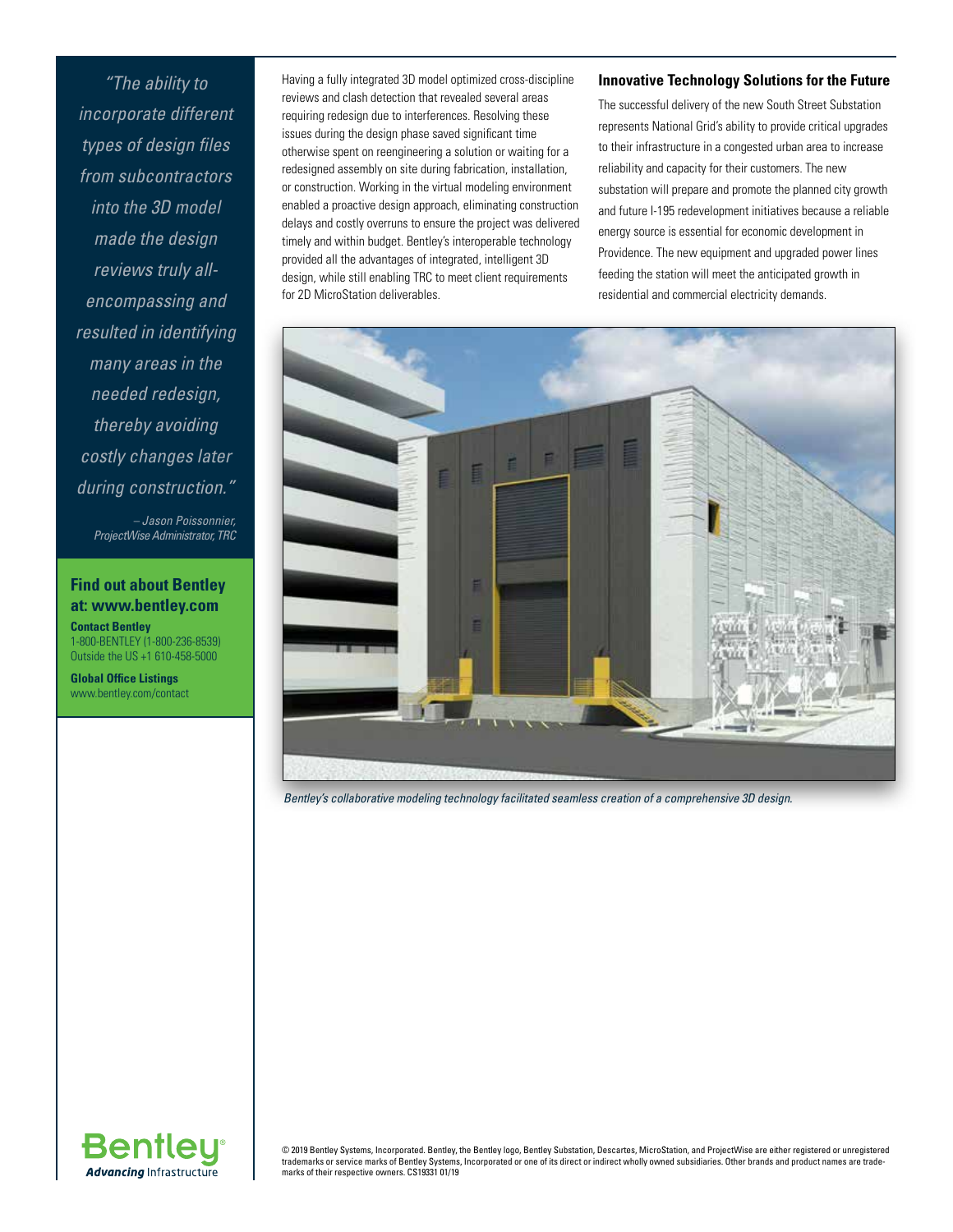*"The ability to incorporate different types of design files from subcontractors into the 3D model made the design reviews truly all-encompassing and resulted in identifying many areas in the needed redesign, thereby avoiding costly changes later during construction."*

*– Jason Poissonnier, ProjectWise Administrator, TRC*

**Find out about Bentley at: www.bentley.com**

**Contact Bentley**
1-800-BENTLEY (1-800-236-8539)
Outside the US +1 610-458-5000

**Global Office Listings**
www.bentley.com/contact

Having a fully integrated 3D model optimized cross-discipline reviews and clash detection that revealed several areas requiring redesign due to interferences. Resolving these issues during the design phase saved significant time otherwise spent on reengineering a solution or waiting for a redesigned assembly on site during fabrication, installation, or construction. Working in the virtual modeling environment enabled a proactive design approach, eliminating construction delays and costly overruns to ensure the project was delivered timely and within budget. Bentley's interoperable technology provided all the advantages of integrated, intelligent 3D design, while still enabling TRC to meet client requirements for 2D MicroStation deliverables.

### Innovative Technology Solutions for the Future

The successful delivery of the new South Street Substation represents National Grid's ability to provide critical upgrades to their infrastructure in a congested urban area to increase reliability and capacity for their customers. The new substation will prepare and promote the planned city growth and future I-195 redevelopment initiatives because a reliable energy source is essential for economic development in Providence. The new equipment and upgraded power lines feeding the station will meet the anticipated growth in residential and commercial electricity demands.

*Bentley's collaborative modeling technology facilitated seamless creation of a comprehensive 3D design.*

© 2019 Bentley Systems, Incorporated. Bentley, the Bentley logo, Bentley Substation, Descartes, MicroStation, and ProjectWise are either registered or unregistered trademarks or service marks of Bentley Systems, Incorporated or one of its direct or indirect wholly owned subsidiaries. Other brands and product names are trademarks of their respective owners. CS19331 01/19